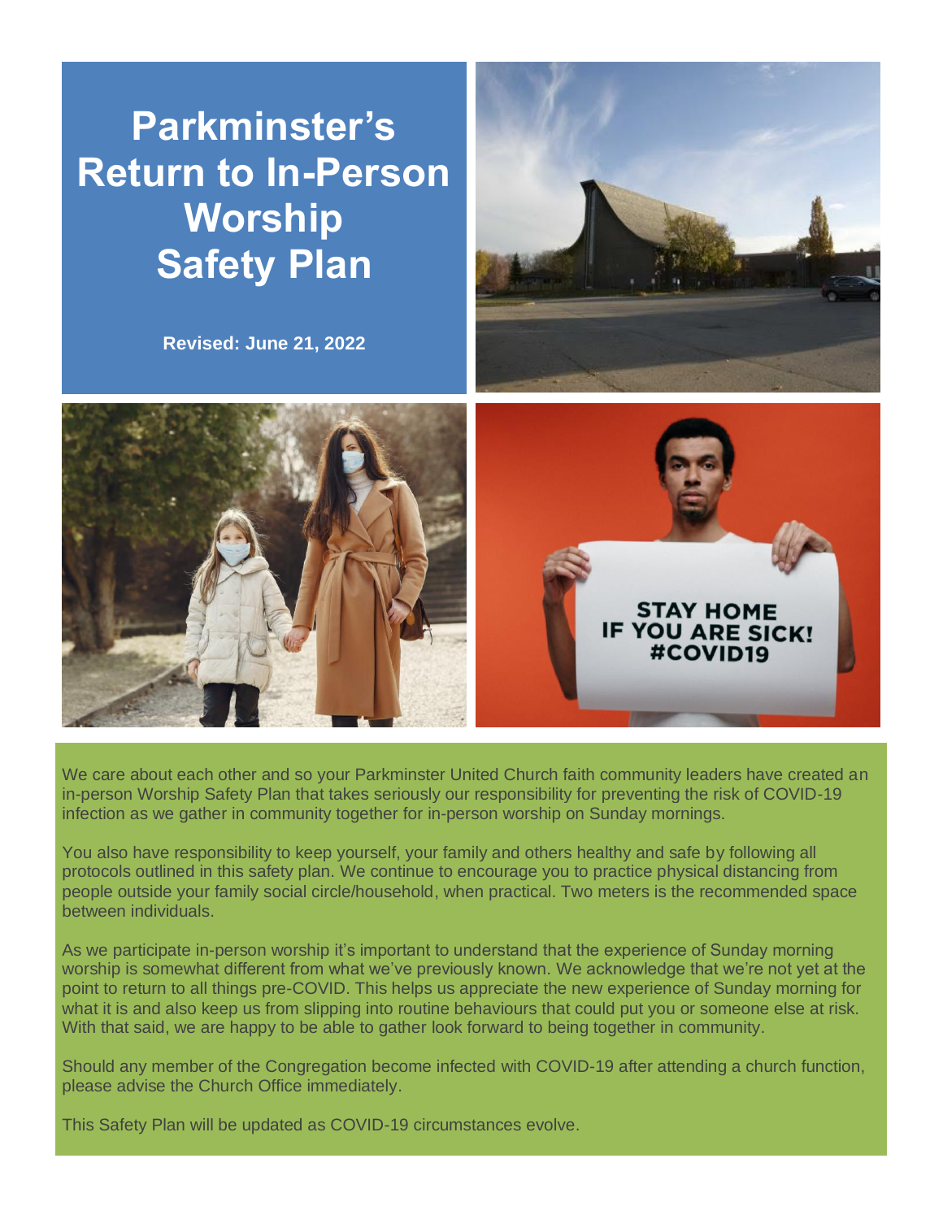# Parkminster's Return to In-Person Worship Safety Plan

**Revised: June 21, 2022**

We care about each other and so your Parkminster United Church faith community leaders have created an in-person Worship Safety Plan that takes seriously our responsibility for preventing the risk of COVID-19 infection as we gather in community together for in-person worship on Sunday mornings.

You also have responsibility to keep yourself, your family and others healthy and safe by following all protocols outlined in this safety plan. We continue to encourage you to practice physical distancing from people outside your family social circle/household, when practical. Two meters is the recommended space between individuals.

As we participate in-person worship it's important to understand that the experience of Sunday morning worship is somewhat different from what we've previously known. We acknowledge that we're not yet at the point to return to all things pre-COVID. This helps us appreciate the new experience of Sunday morning for what it is and also keep us from slipping into routine behaviours that could put you or someone else at risk. With that said, we are happy to be able to gather look forward to being together in community.

Should any member of the Congregation become infected with COVID-19 after attending a church function, please advise the Church Office immediately.

This Safety Plan will be updated as COVID-19 circumstances evolve.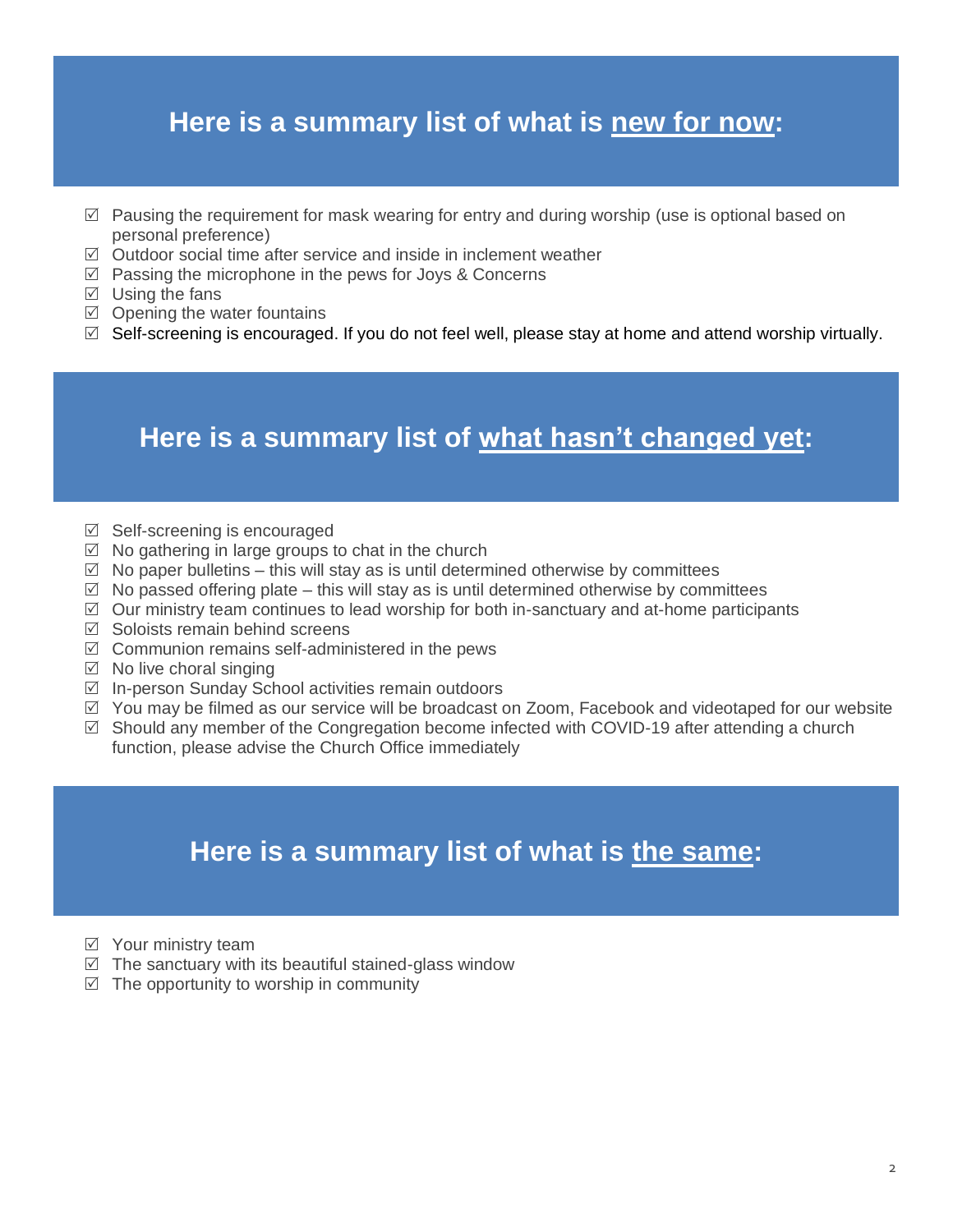## Here is a summary list of what is <u>new for now</u>:

- ☑ Pausing the requirement for mask wearing for entry and during worship (use is optional based on personal preference)
- ☑ Outdoor social time after service and inside in inclement weather
- ☑ Passing the microphone in the pews for Joys & Concerns
- ☑ Using the fans
- ☑ Opening the water fountains
- ☑ Self-screening is encouraged. If you do not feel well, please stay at home and attend worship virtually.

## Here is a summary list of <u>what hasn't changed yet</u>:

- ☑ Self-screening is encouraged
- ☑ No gathering in large groups to chat in the church
- ☑ No paper bulletins – this will stay as is until determined otherwise by committees
- ☑ No passed offering plate – this will stay as is until determined otherwise by committees
- ☑ Our ministry team continues to lead worship for both in-sanctuary and at-home participants
- ☑ Soloists remain behind screens
- ☑ Communion remains self-administered in the pews
- ☑ No live choral singing
- ☑ In-person Sunday School activities remain outdoors
- ☑ You may be filmed as our service will be broadcast on Zoom, Facebook and videotaped for our website
- ☑ Should any member of the Congregation become infected with COVID-19 after attending a church function, please advise the Church Office immediately

## Here is a summary list of what is <u>the same</u>:

- ☑ Your ministry team
- ☑ The sanctuary with its beautiful stained-glass window
- ☑ The opportunity to worship in community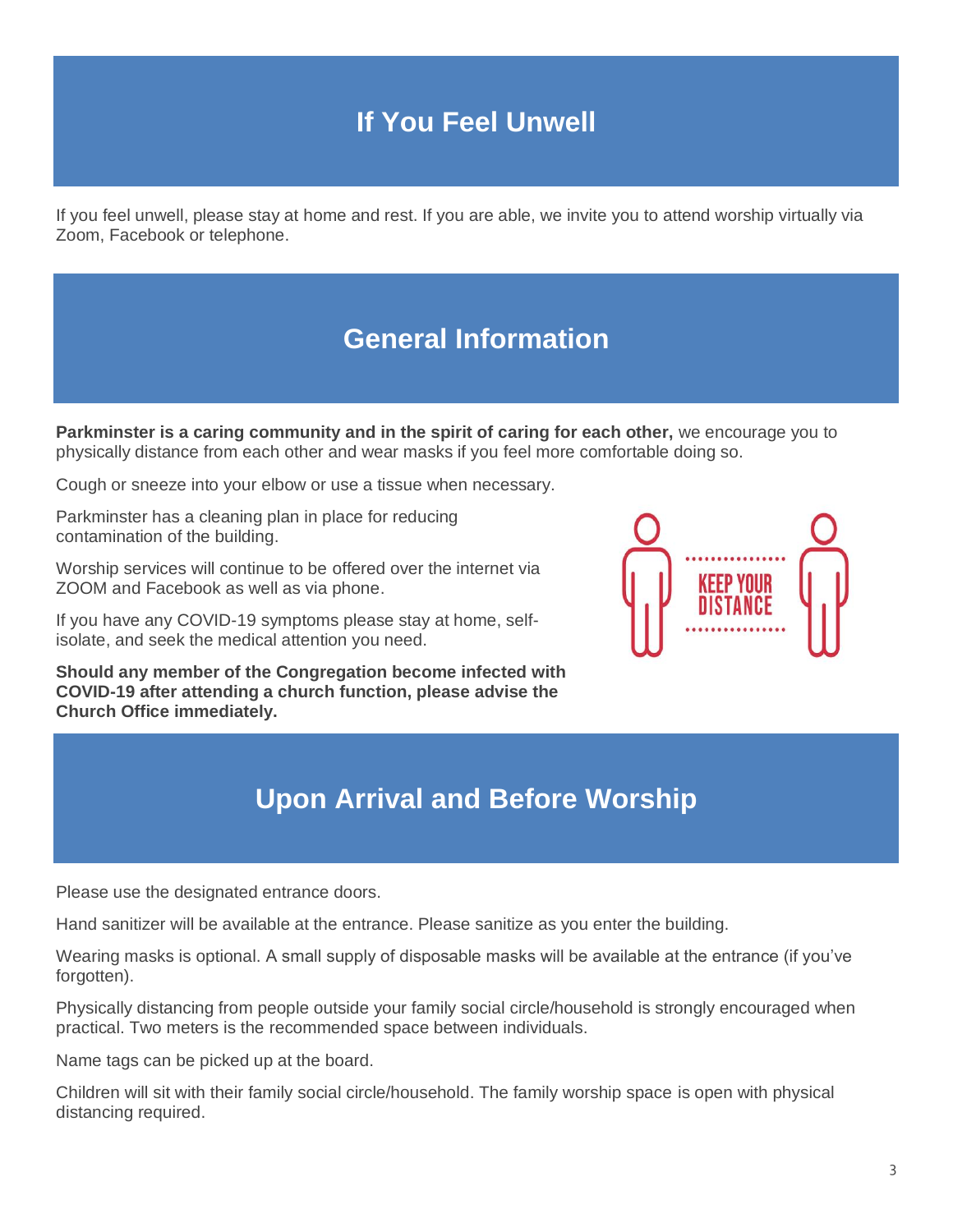# If You Feel Unwell

If you feel unwell, please stay at home and rest. If you are able, we invite you to attend worship virtually via Zoom, Facebook or telephone.

# General Information

**Parkminster is a caring community and in the spirit of caring for each other,** we encourage you to physically distance from each other and wear masks if you feel more comfortable doing so.

Cough or sneeze into your elbow or use a tissue when necessary.

Parkminster has a cleaning plan in place for reducing contamination of the building.

Worship services will continue to be offered over the internet via ZOOM and Facebook as well as via phone.

If you have any COVID-19 symptoms please stay at home, self-isolate, and seek the medical attention you need.

**Should any member of the Congregation become infected with COVID-19 after attending a church function, please advise the Church Office immediately.**

# Upon Arrival and Before Worship

Please use the designated entrance doors.

Hand sanitizer will be available at the entrance. Please sanitize as you enter the building.

Wearing masks is optional. A small supply of disposable masks will be available at the entrance (if you've forgotten).

Physically distancing from people outside your family social circle/household is strongly encouraged when practical. Two meters is the recommended space between individuals.

Name tags can be picked up at the board.

Children will sit with their family social circle/household. The family worship space is open with physical distancing required.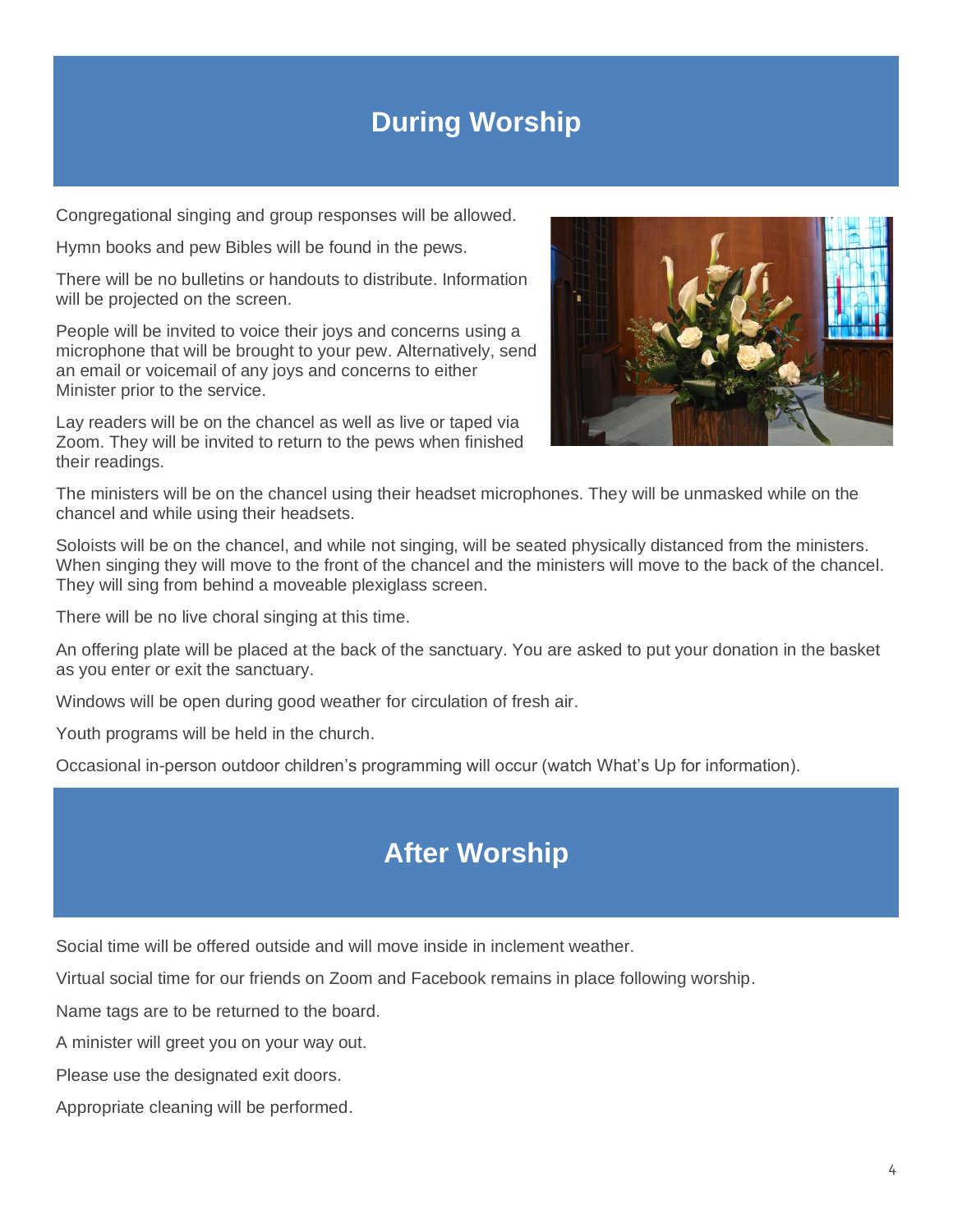# During Worship

Congregational singing and group responses will be allowed.

Hymn books and pew Bibles will be found in the pews.

There will be no bulletins or handouts to distribute. Information will be projected on the screen.

People will be invited to voice their joys and concerns using a microphone that will be brought to your pew. Alternatively, send an email or voicemail of any joys and concerns to either Minister prior to the service.

Lay readers will be on the chancel as well as live or taped via Zoom. They will be invited to return to the pews when finished their readings.

The ministers will be on the chancel using their headset microphones. They will be unmasked while on the chancel and while using their headsets.

Soloists will be on the chancel, and while not singing, will be seated physically distanced from the ministers. When singing they will move to the front of the chancel and the ministers will move to the back of the chancel. They will sing from behind a moveable plexiglass screen.

There will be no live choral singing at this time.

An offering plate will be placed at the back of the sanctuary. You are asked to put your donation in the basket as you enter or exit the sanctuary.

Windows will be open during good weather for circulation of fresh air.

Youth programs will be held in the church.

Occasional in-person outdoor children's programming will occur (watch What's Up for information).

# After Worship

Social time will be offered outside and will move inside in inclement weather.

Virtual social time for our friends on Zoom and Facebook remains in place following worship.

Name tags are to be returned to the board.

A minister will greet you on your way out.

Please use the designated exit doors.

Appropriate cleaning will be performed.